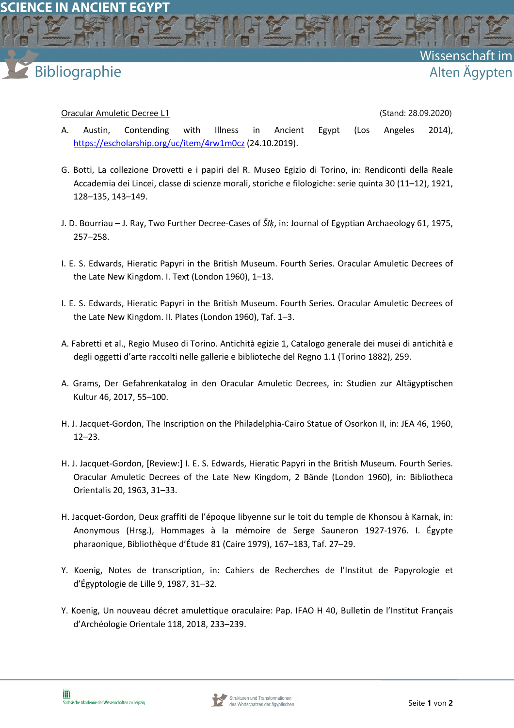Oracular Amuletic Decree L1 (Stand: 28.09.2020)

A. Austin, Contending with Illness in Ancient Egypt (Los Angeles 2014), https://escholarship.org/uc/item/4rw1m0cz (24.10.2019).

G. Botti, La collezione Drovetti e i papiri del R. Museo Egizio di Torino, in: Rendiconti della Reale Accademia dei Lincei, classe di scienze morali, storiche e filologiche: serie quinta 30 (11–12), 1921, 128–135, 143–149.

J. D. Bourriau – J. Ray, Two Further Decree-Cases of *Šꜣḳ*, in: Journal of Egyptian Archaeology 61, 1975, 257–258.

I. E. S. Edwards, Hieratic Papyri in the British Museum. Fourth Series. Oracular Amuletic Decrees of the Late New Kingdom. I. Text (London 1960), 1–13.

I. E. S. Edwards, Hieratic Papyri in the British Museum. Fourth Series. Oracular Amuletic Decrees of the Late New Kingdom. II. Plates (London 1960), Taf. 1–3.

A. Fabretti et al., Regio Museo di Torino. Antichità egizie 1, Catalogo generale dei musei di antichità e degli oggetti d'arte raccolti nelle gallerie e biblioteche del Regno 1.1 (Torino 1882), 259.

A. Grams, Der Gefahrenkatalog in den Oracular Amuletic Decrees, in: Studien zur Altägyptischen Kultur 46, 2017, 55–100.

H. J. Jacquet-Gordon, The Inscription on the Philadelphia-Cairo Statue of Osorkon II, in: JEA 46, 1960, 12–23.

H. J. Jacquet-Gordon, [Review:] I. E. S. Edwards, Hieratic Papyri in the British Museum. Fourth Series. Oracular Amuletic Decrees of the Late New Kingdom, 2 Bände (London 1960), in: Bibliotheca Orientalis 20, 1963, 31–33.

H. Jacquet-Gordon, Deux graffiti de l'époque libyenne sur le toit du temple de Khonsou à Karnak, in: Anonymous (Hrsg.), Hommages à la mémoire de Serge Sauneron 1927-1976. I. Égypte pharaonique, Bibliothèque d'Étude 81 (Caire 1979), 167–183, Taf. 27–29.

Y. Koenig, Notes de transcription, in: Cahiers de Recherches de l'Institut de Papyrologie et d'Égyptologie de Lille 9, 1987, 31–32.

Y. Koenig, Un nouveau décret amulettique oraculaire: Pap. IFAO H 40, Bulletin de l'Institut Français d'Archéologie Orientale 118, 2018, 233–239.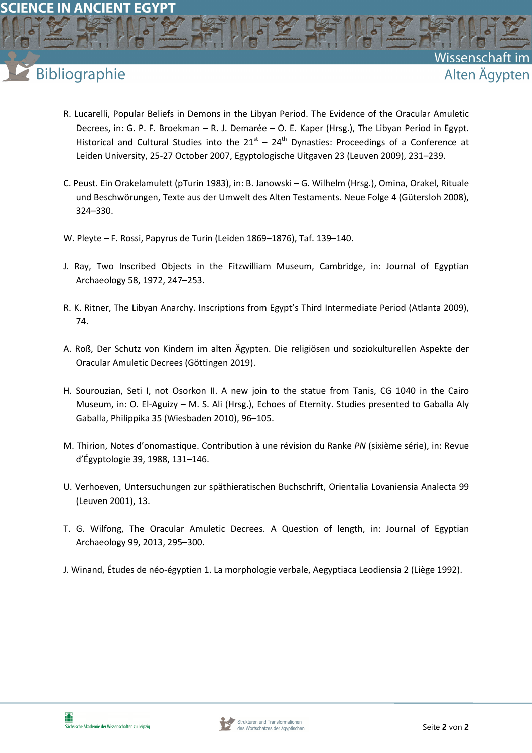R. Lucarelli, Popular Beliefs in Demons in the Libyan Period. The Evidence of the Oracular Amuletic Decrees, in: G. P. F. Broekman – R. J. Demarée – O. E. Kaper (Hrsg.), The Libyan Period in Egypt. Historical and Cultural Studies into the 21st – 24th Dynasties: Proceedings of a Conference at Leiden University, 25-27 October 2007, Egyptologische Uitgaven 23 (Leuven 2009), 231–239.

C. Peust. Ein Orakelamulett (pTurin 1983), in: B. Janowski – G. Wilhelm (Hrsg.), Omina, Orakel, Rituale und Beschwörungen, Texte aus der Umwelt des Alten Testaments. Neue Folge 4 (Gütersloh 2008), 324–330.

W. Pleyte – F. Rossi, Papyrus de Turin (Leiden 1869–1876), Taf. 139–140.

J. Ray, Two Inscribed Objects in the Fitzwilliam Museum, Cambridge, in: Journal of Egyptian Archaeology 58, 1972, 247–253.

R. K. Ritner, The Libyan Anarchy. Inscriptions from Egypt's Third Intermediate Period (Atlanta 2009), 74.

A. Roß, Der Schutz von Kindern im alten Ägypten. Die religiösen und soziokulturellen Aspekte der Oracular Amuletic Decrees (Göttingen 2019).

H. Sourouzian, Seti I, not Osorkon II. A new join to the statue from Tanis, CG 1040 in the Cairo Museum, in: O. El-Aguizy – M. S. Ali (Hrsg.), Echoes of Eternity. Studies presented to Gaballa Aly Gaballa, Philippika 35 (Wiesbaden 2010), 96–105.

M. Thirion, Notes d'onomastique. Contribution à une révision du Ranke *PN* (sixième série), in: Revue d'Égyptologie 39, 1988, 131–146.

U. Verhoeven, Untersuchungen zur späthieratischen Buchschrift, Orientalia Lovaniensia Analecta 99 (Leuven 2001), 13.

T. G. Wilfong, The Oracular Amuletic Decrees. A Question of length, in: Journal of Egyptian Archaeology 99, 2013, 295–300.

J. Winand, Études de néo-égyptien 1. La morphologie verbale, Aegyptiaca Leodiensia 2 (Liège 1992).